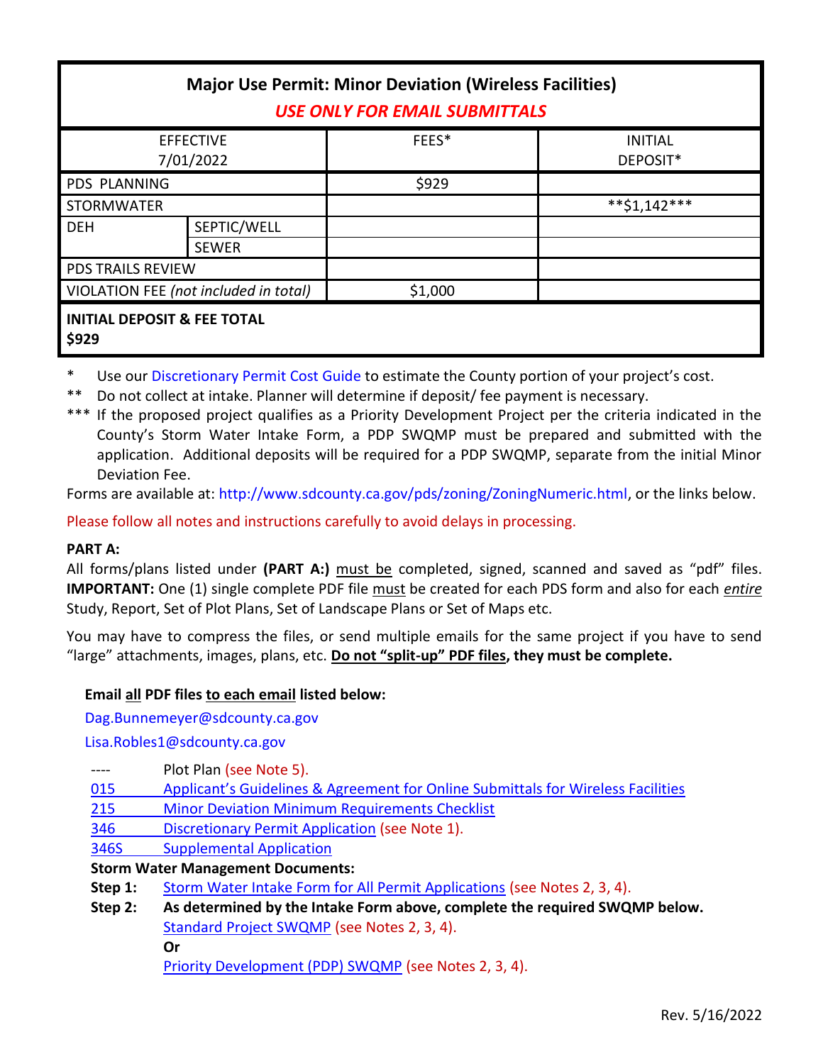| Major Use Permit: Minor Deviation (Wireless Facilities) *USE ONLY FOR EMAIL SUBMITTALS* | | | |
|---|---|---|---|
| EFFECTIVE 7/01/2022 | | FEES* | INITIAL DEPOSIT* |
| PDS PLANNING | | $929 | |
| STORMWATER | | | **$1,142*** |
| DEH | SEPTIC/WELL | | |
| | SEWER | | |
| PDS TRAILS REVIEW | | | |
| VIOLATION FEE *(not included in total)* | | $1,000 | |
| **INITIAL DEPOSIT & FEE TOTAL $929** | | | |

\* Use our Discretionary Permit Cost Guide to estimate the County portion of your project's cost.

\** Do not collect at intake. Planner will determine if deposit/ fee payment is necessary.

\*** If the proposed project qualifies as a Priority Development Project per the criteria indicated in the County's Storm Water Intake Form, a PDP SWQMP must be prepared and submitted with the application. Additional deposits will be required for a PDP SWQMP, separate from the initial Minor Deviation Fee.

Forms are available at: http://www.sdcounty.ca.gov/pds/zoning/ZoningNumeric.html, or the links below.

Please follow all notes and instructions carefully to avoid delays in processing.

**PART A:**

All forms/plans listed under **(PART A:)** must be completed, signed, scanned and saved as "pdf" files. **IMPORTANT:** One (1) single complete PDF file must be created for each PDS form and also for each *entire* Study, Report, Set of Plot Plans, Set of Landscape Plans or Set of Maps etc.

You may have to compress the files, or send multiple emails for the same project if you have to send "large" attachments, images, plans, etc. **Do not "split-up" PDF files, they must be complete.**

**Email all PDF files to each email listed below:**

Dag.Bunnemeyer@sdcounty.ca.gov

Lisa.Robles1@sdcounty.ca.gov

- ---- Plot Plan (see Note 5).
- 015 Applicant's Guidelines & Agreement for Online Submittals for Wireless Facilities
- 215 Minor Deviation Minimum Requirements Checklist
- 346 Discretionary Permit Application (see Note 1).
- 346S Supplemental Application

**Storm Water Management Documents:**

**Step 1:** Storm Water Intake Form for All Permit Applications (see Notes 2, 3, 4).

**Step 2:** **As determined by the Intake Form above, complete the required SWQMP below.**

Standard Project SWQMP (see Notes 2, 3, 4).

**Or**

Priority Development (PDP) SWQMP (see Notes 2, 3, 4).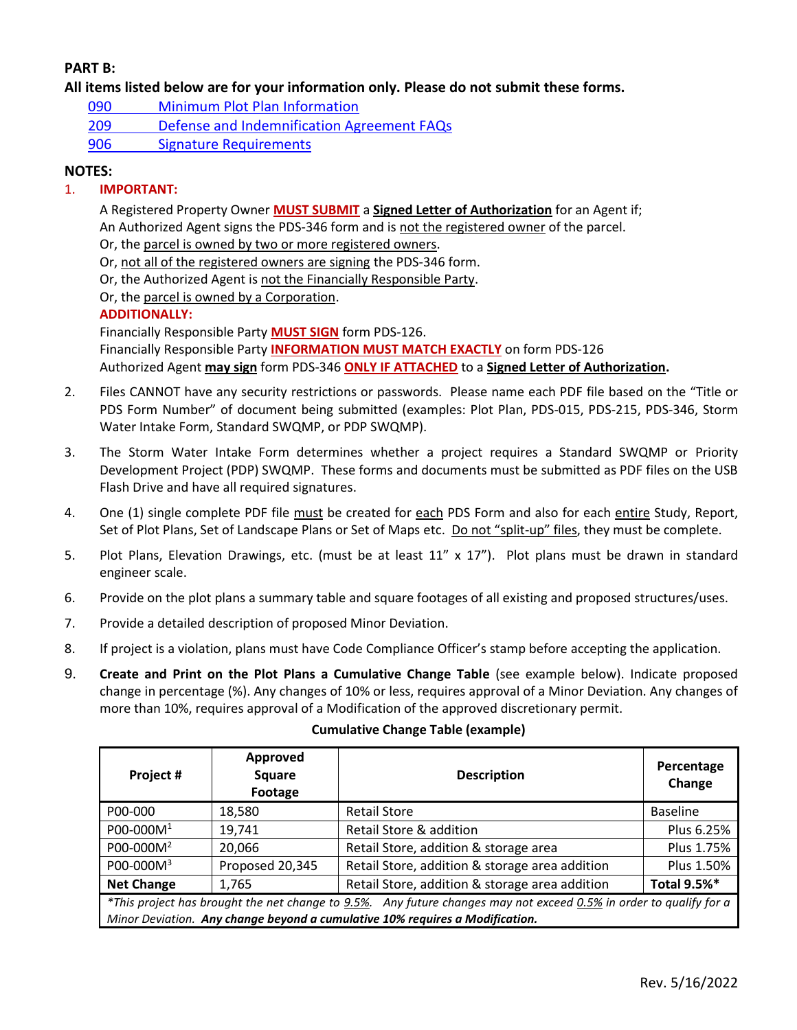**PART B:**

**All items listed below are for your information only. Please do not submit these forms.**

- 090 Minimum Plot Plan Information
- 209 Defense and Indemnification Agreement FAQs
- 906 Signature Requirements

**NOTES:**

1. **IMPORTANT:**

   A Registered Property Owner **MUST SUBMIT** a **Signed Letter of Authorization** for an Agent if;
   An Authorized Agent signs the PDS-346 form and is not the registered owner of the parcel.
   Or, the parcel is owned by two or more registered owners.
   Or, not all of the registered owners are signing the PDS-346 form.
   Or, the Authorized Agent is not the Financially Responsible Party.
   Or, the parcel is owned by a Corporation.

   **ADDITIONALLY:**

   Financially Responsible Party **MUST SIGN** form PDS-126.
   Financially Responsible Party **INFORMATION MUST MATCH EXACTLY** on form PDS-126
   Authorized Agent **may sign** form PDS-346 **ONLY IF ATTACHED** to a **Signed Letter of Authorization.**

2. Files CANNOT have any security restrictions or passwords. Please name each PDF file based on the "Title or PDS Form Number" of document being submitted (examples: Plot Plan, PDS-015, PDS-215, PDS-346, Storm Water Intake Form, Standard SWQMP, or PDP SWQMP).

3. The Storm Water Intake Form determines whether a project requires a Standard SWQMP or Priority Development Project (PDP) SWQMP. These forms and documents must be submitted as PDF files on the USB Flash Drive and have all required signatures.

4. One (1) single complete PDF file must be created for each PDS Form and also for each entire Study, Report, Set of Plot Plans, Set of Landscape Plans or Set of Maps etc. Do not "split-up" files, they must be complete.

5. Plot Plans, Elevation Drawings, etc. (must be at least 11" x 17"). Plot plans must be drawn in standard engineer scale.

6. Provide on the plot plans a summary table and square footages of all existing and proposed structures/uses.

7. Provide a detailed description of proposed Minor Deviation.

8. If project is a violation, plans must have Code Compliance Officer's stamp before accepting the application.

9. **Create and Print on the Plot Plans a Cumulative Change Table** (see example below). Indicate proposed change in percentage (%). Any changes of 10% or less, requires approval of a Minor Deviation. Any changes of more than 10%, requires approval of a Modification of the approved discretionary permit.

**Cumulative Change Table (example)**

| Project # | Approved Square Footage | Description | Percentage Change |
|---|---|---|---|
| P00-000 | 18,580 | Retail Store | Baseline |
| P00-000M[1] | 19,741 | Retail Store & addition | Plus 6.25% |
| P00-000M[2] | 20,066 | Retail Store, addition & storage area | Plus 1.75% |
| P00-000M[3] | Proposed 20,345 | Retail Store, addition & storage area addition | Plus 1.50% |
| **Net Change** | 1,765 | Retail Store, addition & storage area addition | **Total 9.5%*** |

*\*This project has brought the net change to 9.5%. Any future changes may not exceed 0.5% in order to qualify for a Minor Deviation.* ***Any change beyond a cumulative 10% requires a Modification.***

Rev. 5/16/2022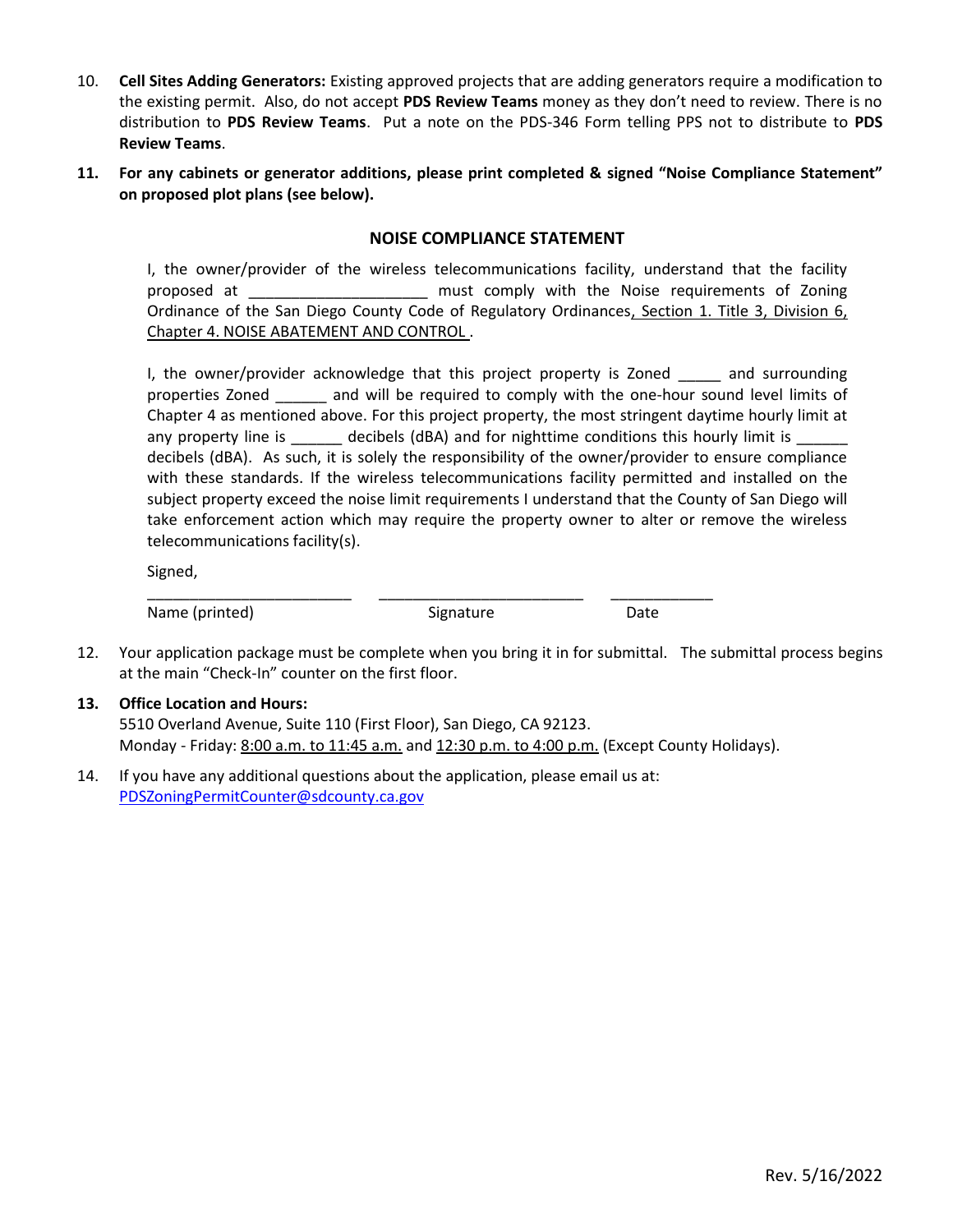10. **Cell Sites Adding Generators:** Existing approved projects that are adding generators require a modification to the existing permit. Also, do not accept **PDS Review Teams** money as they don't need to review. There is no distribution to **PDS Review Teams**. Put a note on the PDS-346 Form telling PPS not to distribute to **PDS Review Teams**.

11. **For any cabinets or generator additions, please print completed & signed "Noise Compliance Statement" on proposed plot plans (see below).**

### NOISE COMPLIANCE STATEMENT

I, the owner/provider of the wireless telecommunications facility, understand that the facility proposed at _____________________ must comply with the Noise requirements of Zoning Ordinance of the San Diego County Code of Regulatory Ordinances, Section 1. Title 3, Division 6, Chapter 4. NOISE ABATEMENT AND CONTROL .

I, the owner/provider acknowledge that this project property is Zoned _____ and surrounding properties Zoned ______ and will be required to comply with the one-hour sound level limits of Chapter 4 as mentioned above. For this project property, the most stringent daytime hourly limit at any property line is ______ decibels (dBA) and for nighttime conditions this hourly limit is ______ decibels (dBA). As such, it is solely the responsibility of the owner/provider to ensure compliance with these standards. If the wireless telecommunications facility permitted and installed on the subject property exceed the noise limit requirements I understand that the County of San Diego will take enforcement action which may require the property owner to alter or remove the wireless telecommunications facility(s).

Signed,

________________________ ________________________ ____________

Name (printed) Signature Date

12. Your application package must be complete when you bring it in for submittal. The submittal process begins at the main "Check-In" counter on the first floor.

13. **Office Location and Hours:**
    5510 Overland Avenue, Suite 110 (First Floor), San Diego, CA 92123.
    Monday - Friday: 8:00 a.m. to 11:45 a.m. and 12:30 p.m. to 4:00 p.m. (Except County Holidays).

14. If you have any additional questions about the application, please email us at: PDSZoningPermitCounter@sdcounty.ca.gov

Rev. 5/16/2022